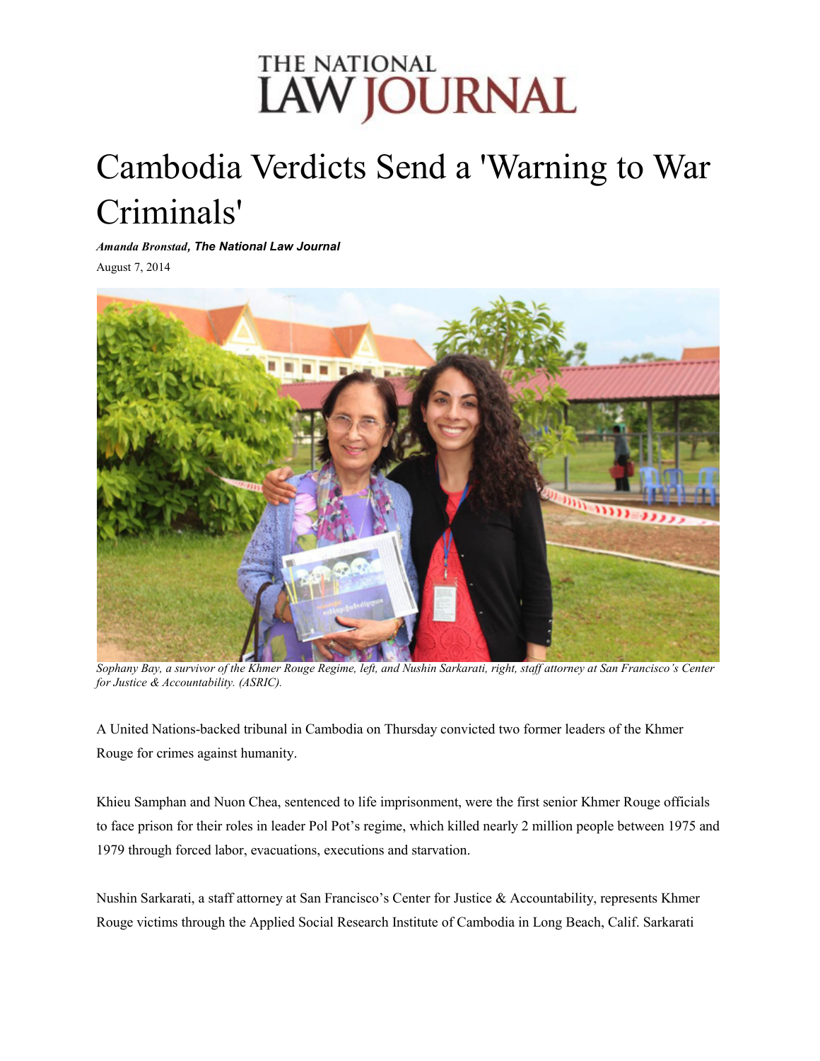THE NATIONAL LAW JOURNAL

# Cambodia Verdicts Send a 'Warning to War Criminals'

***Amanda Bronstad*, The National Law Journal**

August 7, 2014

*Sophany Bay, a survivor of the Khmer Rouge Regime, left, and Nushin Sarkarati, right, staff attorney at San Francisco's Center for Justice & Accountability. (ASRIC).*

A United Nations-backed tribunal in Cambodia on Thursday convicted two former leaders of the Khmer Rouge for crimes against humanity.

Khieu Samphan and Nuon Chea, sentenced to life imprisonment, were the first senior Khmer Rouge officials to face prison for their roles in leader Pol Pot's regime, which killed nearly 2 million people between 1975 and 1979 through forced labor, evacuations, executions and starvation.

Nushin Sarkarati, a staff attorney at San Francisco's Center for Justice & Accountability, represents Khmer Rouge victims through the Applied Social Research Institute of Cambodia in Long Beach, Calif. Sarkarati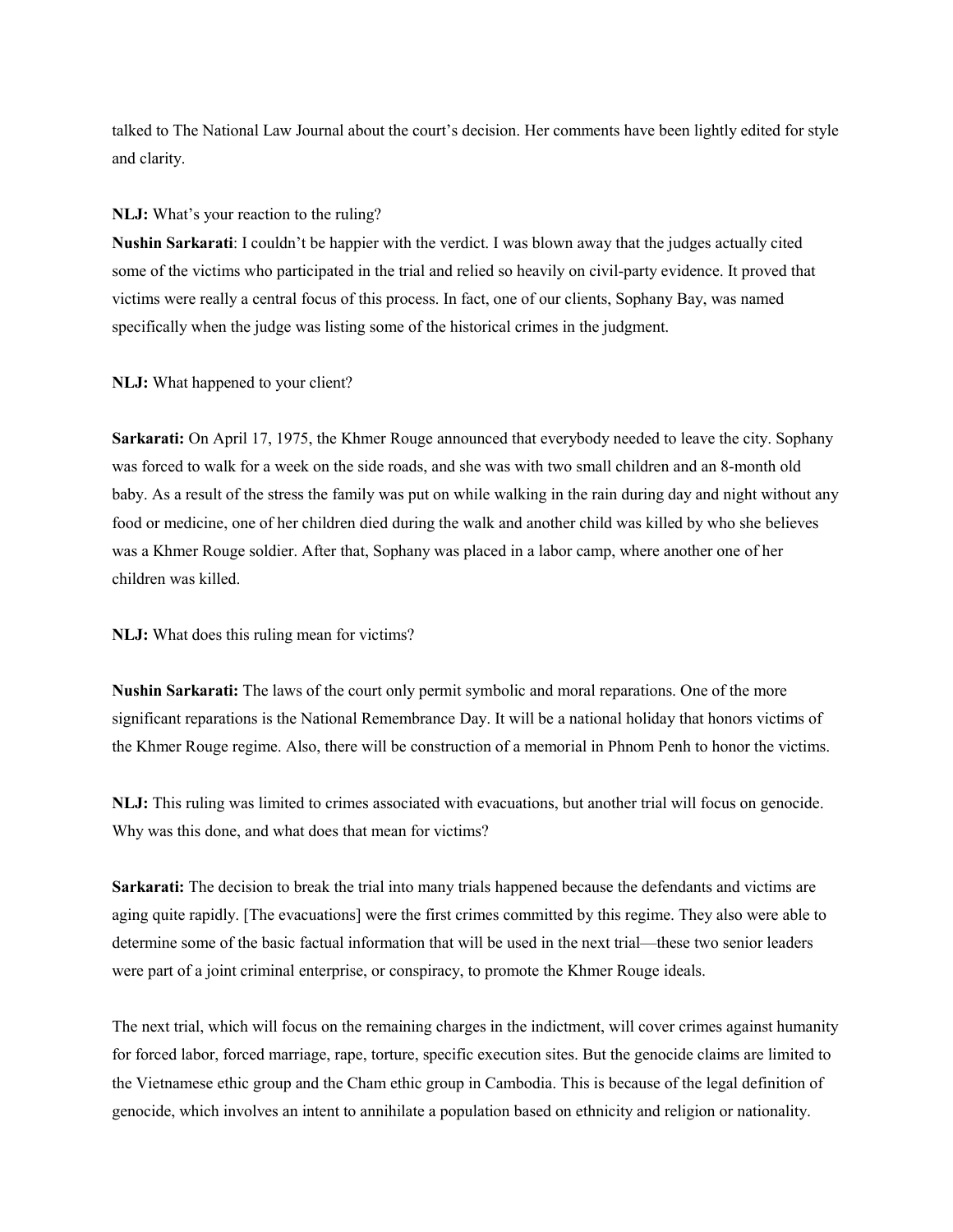talked to The National Law Journal about the court's decision. Her comments have been lightly edited for style and clarity.

**NLJ:** What's your reaction to the ruling?

**Nushin Sarkarati**: I couldn't be happier with the verdict. I was blown away that the judges actually cited some of the victims who participated in the trial and relied so heavily on civil-party evidence. It proved that victims were really a central focus of this process. In fact, one of our clients, Sophany Bay, was named specifically when the judge was listing some of the historical crimes in the judgment.

**NLJ:** What happened to your client?

**Sarkarati:** On April 17, 1975, the Khmer Rouge announced that everybody needed to leave the city. Sophany was forced to walk for a week on the side roads, and she was with two small children and an 8-month old baby. As a result of the stress the family was put on while walking in the rain during day and night without any food or medicine, one of her children died during the walk and another child was killed by who she believes was a Khmer Rouge soldier. After that, Sophany was placed in a labor camp, where another one of her children was killed.

**NLJ:** What does this ruling mean for victims?

**Nushin Sarkarati:** The laws of the court only permit symbolic and moral reparations. One of the more significant reparations is the National Remembrance Day. It will be a national holiday that honors victims of the Khmer Rouge regime. Also, there will be construction of a memorial in Phnom Penh to honor the victims.

**NLJ:** This ruling was limited to crimes associated with evacuations, but another trial will focus on genocide. Why was this done, and what does that mean for victims?

**Sarkarati:** The decision to break the trial into many trials happened because the defendants and victims are aging quite rapidly. [The evacuations] were the first crimes committed by this regime. They also were able to determine some of the basic factual information that will be used in the next trial—these two senior leaders were part of a joint criminal enterprise, or conspiracy, to promote the Khmer Rouge ideals.

The next trial, which will focus on the remaining charges in the indictment, will cover crimes against humanity for forced labor, forced marriage, rape, torture, specific execution sites. But the genocide claims are limited to the Vietnamese ethic group and the Cham ethic group in Cambodia. This is because of the legal definition of genocide, which involves an intent to annihilate a population based on ethnicity and religion or nationality.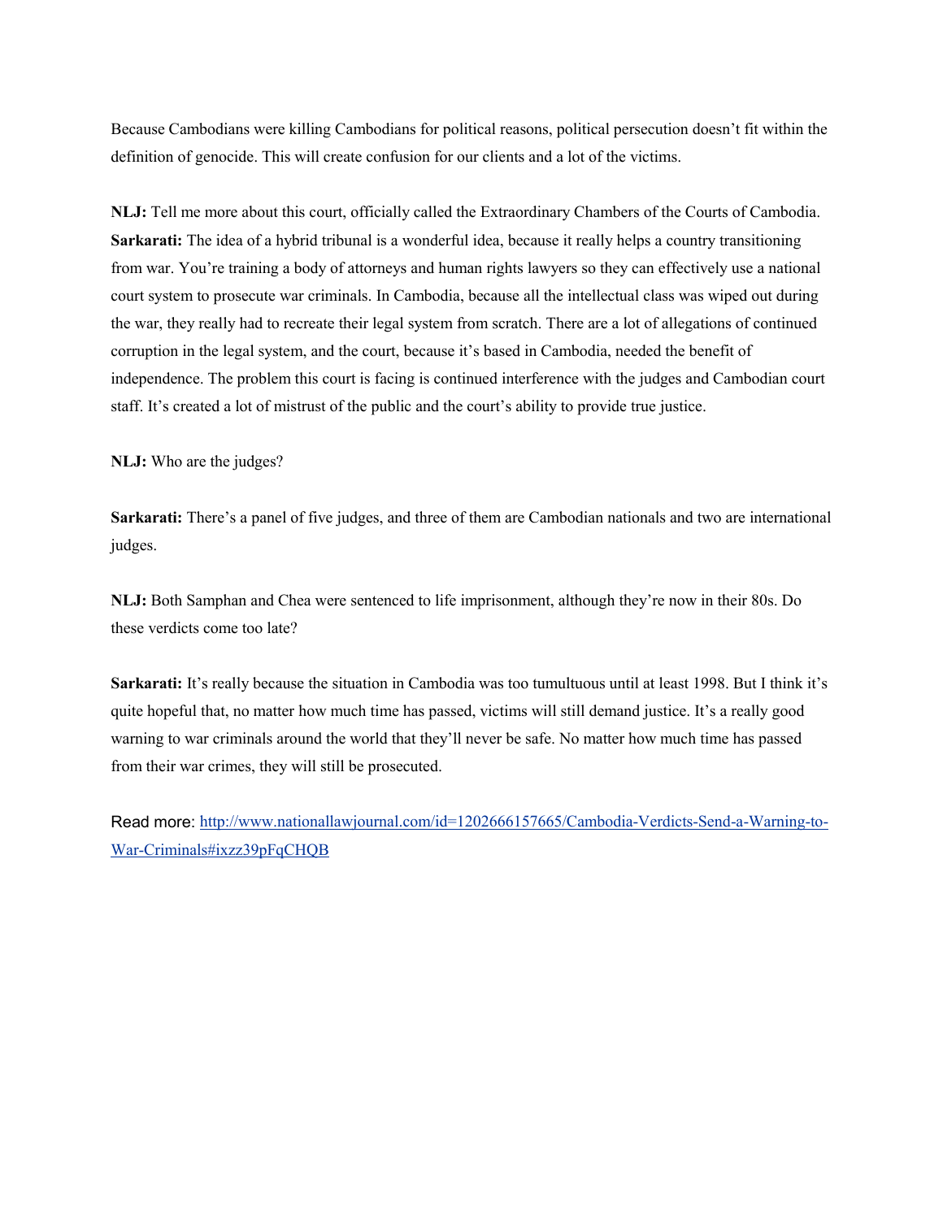Because Cambodians were killing Cambodians for political reasons, political persecution doesn't fit within the definition of genocide. This will create confusion for our clients and a lot of the victims.

**NLJ:** Tell me more about this court, officially called the Extraordinary Chambers of the Courts of Cambodia.
**Sarkarati:** The idea of a hybrid tribunal is a wonderful idea, because it really helps a country transitioning from war. You're training a body of attorneys and human rights lawyers so they can effectively use a national court system to prosecute war criminals. In Cambodia, because all the intellectual class was wiped out during the war, they really had to recreate their legal system from scratch. There are a lot of allegations of continued corruption in the legal system, and the court, because it's based in Cambodia, needed the benefit of independence. The problem this court is facing is continued interference with the judges and Cambodian court staff. It's created a lot of mistrust of the public and the court's ability to provide true justice.

**NLJ:** Who are the judges?

**Sarkarati:** There's a panel of five judges, and three of them are Cambodian nationals and two are international judges.

**NLJ:** Both Samphan and Chea were sentenced to life imprisonment, although they're now in their 80s. Do these verdicts come too late?

**Sarkarati:** It's really because the situation in Cambodia was too tumultuous until at least 1998. But I think it's quite hopeful that, no matter how much time has passed, victims will still demand justice. It's a really good warning to war criminals around the world that they'll never be safe. No matter how much time has passed from their war crimes, they will still be prosecuted.

Read more: [http://www.nationallawjournal.com/id=1202666157665/Cambodia-Verdicts-Send-a-Warning-to-War-Criminals#ixzz39pFqCHQB](http://www.nationallawjournal.com/id=1202666157665/Cambodia-Verdicts-Send-a-Warning-to-War-Criminals#ixzz39pFqCHQB)